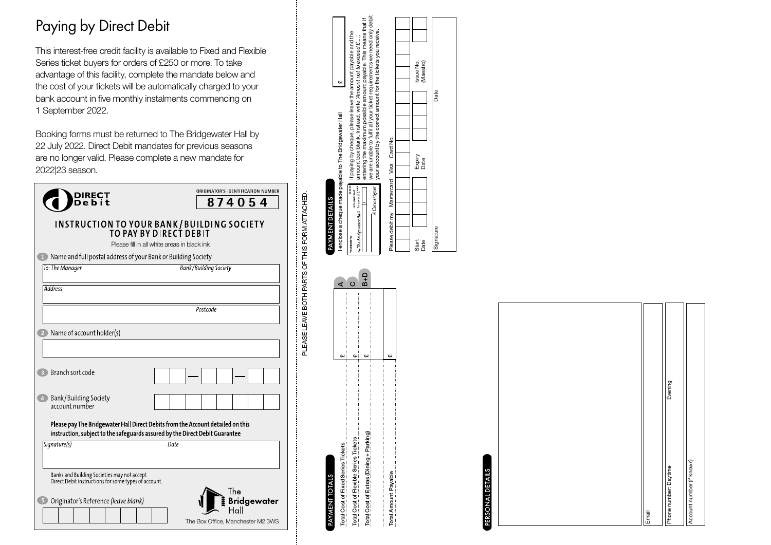# Paying by Direct Debit

This interest-free credit facility is available to Fixed and Flexible Series ticket buyers for orders of £250 or more. To take advantage of this facility, complete the mandate below and the cost of your tickets will be automatically charged to your bank account in five monthly instalments commencing on 1 September 2022.

Booking forms must be returned to The Bridgewater Hall by 22 July 2022. Direct Debit mandates for previous seasons are no longer valid. Please complete a new mandate for 2022|23 season.

**DIRECT Debit**

ORIGINATOR'S IDENTIFICATION NUMBER **874054**

## INSTRUCTION TO YOUR BANK/BUILDING SOCIETY TO PAY BY DIRECT DEBIT

Please fill in all white areas in black ink

1. Name and full postal address of your Bank or Building Society

*To: The Manager* *Bank/Building Society*

*Address*

*Postcode*

2. Name of account holder(s)

3. Branch sort code ☐☐ — ☐☐ — ☐☐

4. Bank/Building Society account number ☐☐☐☐☐☐☐☐

**Please pay The Bridgewater Hall Direct Debits from the Account detailed on this instruction, subject to the safeguards assured by the Direct Debit Guarantee**

*Signature(s)* *Date*

Banks and Building Societies may not accept Direct Debit instructions for some types of account.

5. Originator's Reference *(leave blank)*

The Bridgewater Hall
The Box Office, Manchester M2 3WS

PLEASE LEAVE BOTH PARTS OF THIS FORM ATTACHED.

## PAYMENT TOTALS

| | | |
|---|---|---|
| Total Cost of Fixed Series Tickets | £ | A |
| Total Cost of Flexible Series Tickets | £ | C |
| Total Cost of Extras (Dining + Parking) | £ | B+D |
| Total Amount Payable | £ | |

## PAYMENT DETAILS

I enclose a cheque made payable to The Bridgewater Hall £

If paying by cheque, please leave the amount payable and the amount box blank. Instead, write *'Amount not to exceed £....'* entering the maximum possible amount payable. This means that if we are unable to fulfil all your ticket requirements we need only debit your account by the correct amount for the tickets you receive.

Please debit my Mastercard Visa Card No.

Start Date    Expiry Date    Issue No. (Maestro)

Signature    Date

## PERSONAL DETAILS

Email

Phone number: Daytime    Evening

Account number (if known)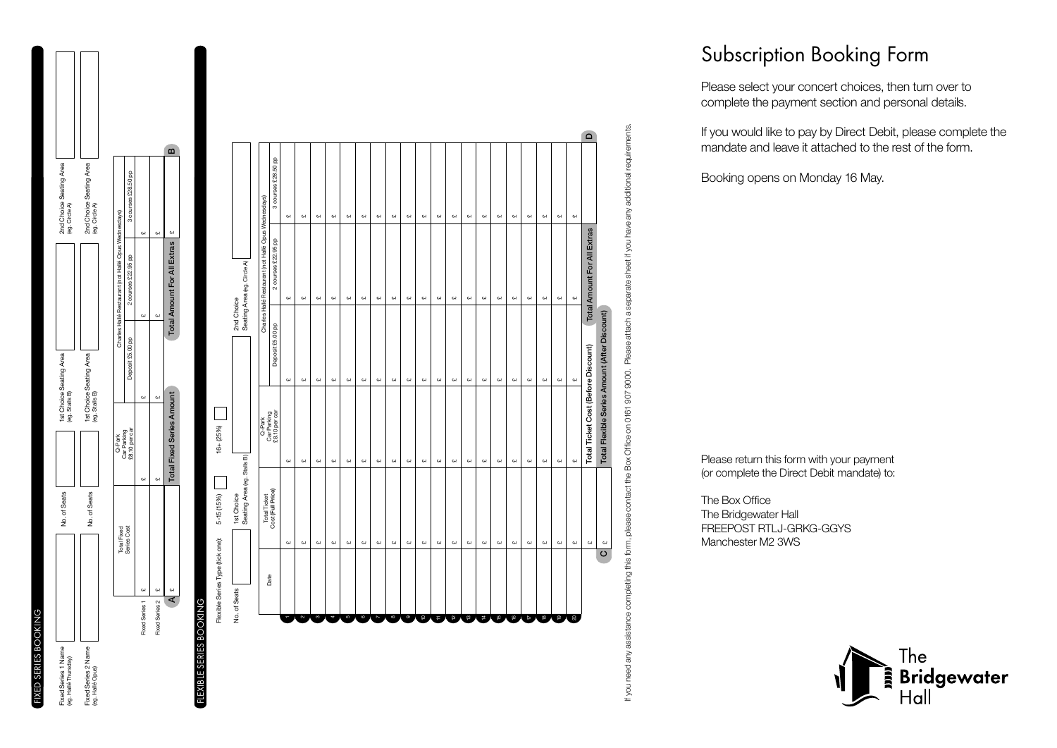# Subscription Booking Form

Please select your concert choices, then turn over to complete the payment section and personal details.

If you would like to pay by Direct Debit, please complete the mandate and leave it attached to the rest of the form.

Booking opens on Monday 16 May.

Please return this form with your payment (or complete the Direct Debit mandate) to:

The Box Office
The Bridgewater Hall
FREEPOST RTLJ-GRKG-GGYS
Manchester M2 3WS

**The Bridgewater Hall**

## FIXED SERIES BOOKING

Fixed Series 1 Name (eg. Hallé Thursday) ______ No. of Seats ______ 1st Choice Seating Area (eg. Stalls B) ______ 2nd Choice Seating Area (eg. Circle A) ______

Fixed Series 2 Name (eg. Hallé Opus) ______ No. of Seats ______ 1st Choice Seating Area (eg. Stalls B) ______ 2nd Choice Seating Area (eg. Circle A) ______

| | Total Fixed Series Cost | Q-Park Car Parking £8.10 per car | Charles Hallé Restaurant (not Hallé Opus Wednesdays) Deposit £5.00 pp | 2 courses £22.95 pp | 3 courses £28.50 pp |
|---|---|---|---|---|---|
| Fixed Series 1 | £ | £ | £ | £ | £ |
| Fixed Series 2 | £ | £ | £ | £ | £ |
| A | £ | Total Fixed Series Amount | | Total Amount For All Extras | £ **B** |

## FLEXIBLE SERIES BOOKING

Flexible Series Type (tick one): 5-15 (15%) ☐ 16+ (25%) ☐

No. of Seats ______ 1st Choice Seating Area (eg. Stalls B) ______ 2nd Choice Seating Area (eg. Circle A) ______

| | Date | Total Ticket Cost (Full Price) | Q-Park Car Parking £8.10 per car | Charles Hallé Restaurant (not Hallé Opus Wednesdays) Deposit £5.00 pp | 2 courses £22.95 pp | 3 courses £28.50 pp |
|---|---|---|---|---|---|---|
| 1 | | £ | £ | £ | £ | £ |
| 2 | | £ | £ | £ | £ | £ |
| 3 | | £ | £ | £ | £ | £ |
| 4 | | £ | £ | £ | £ | £ |
| 5 | | £ | £ | £ | £ | £ |
| 6 | | £ | £ | £ | £ | £ |
| 7 | | £ | £ | £ | £ | £ |
| 8 | | £ | £ | £ | £ | £ |
| 9 | | £ | £ | £ | £ | £ |
| 10 | | £ | £ | £ | £ | £ |
| 11 | | £ | £ | £ | £ | £ |
| 12 | | £ | £ | £ | £ | £ |
| 13 | | £ | £ | £ | £ | £ |
| 14 | | £ | £ | £ | £ | £ |
| 15 | | £ | £ | £ | £ | £ |
| 16 | | £ | £ | £ | £ | £ |
| 17 | | £ | £ | £ | £ | £ |
| 18 | | £ | £ | £ | £ | £ |
| 19 | | £ | £ | £ | £ | £ |
| 20 | | £ | £ | £ | £ | £ |
| | | £ | Total Ticket Cost (Before Discount) | | Total Amount For All Extras | **D** |
| C | | £ | Total Flexible Series Amount (After Discount) | | | |

If you need any assistance completing this form, please contact the Box Office on 0161 907 9000. Please attach a separate sheet if you have any additional requirements.